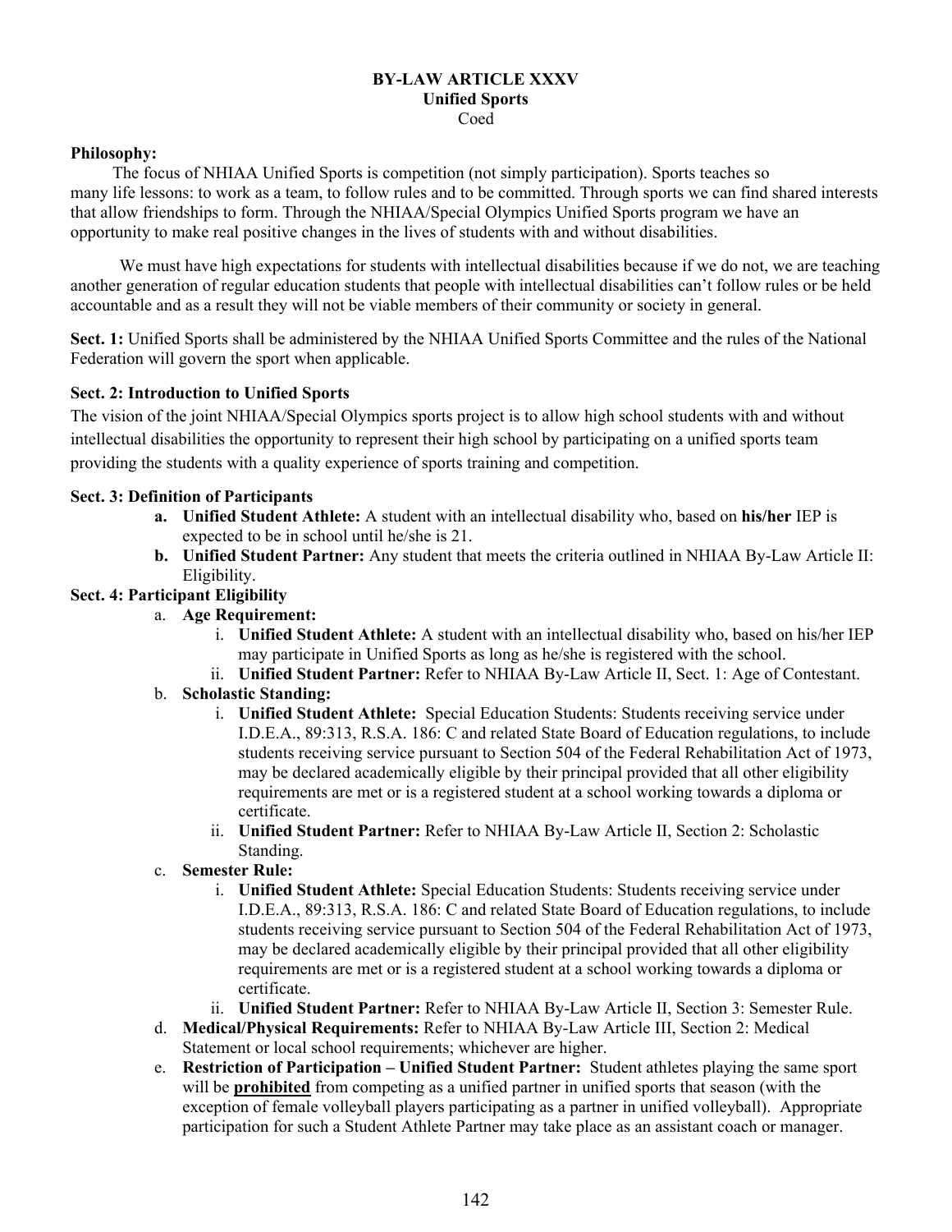# BY-LAW ARTICLE XXXV
## Unified Sports
Coed

**Philosophy:**

The focus of NHIAA Unified Sports is competition (not simply participation). Sports teaches so many life lessons: to work as a team, to follow rules and to be committed. Through sports we can find shared interests that allow friendships to form. Through the NHIAA/Special Olympics Unified Sports program we have an opportunity to make real positive changes in the lives of students with and without disabilities.

We must have high expectations for students with intellectual disabilities because if we do not, we are teaching another generation of regular education students that people with intellectual disabilities can't follow rules or be held accountable and as a result they will not be viable members of their community or society in general.

**Sect. 1:** Unified Sports shall be administered by the NHIAA Unified Sports Committee and the rules of the National Federation will govern the sport when applicable.

**Sect. 2: Introduction to Unified Sports**

The vision of the joint NHIAA/Special Olympics sports project is to allow high school students with and without intellectual disabilities the opportunity to represent their high school by participating on a unified sports team providing the students with a quality experience of sports training and competition.

**Sect. 3: Definition of Participants**

- **a. Unified Student Athlete:** A student with an intellectual disability who, based on **his/her** IEP is expected to be in school until he/she is 21.
- **b. Unified Student Partner:** Any student that meets the criteria outlined in NHIAA By-Law Article II: Eligibility.

**Sect. 4: Participant Eligibility**

- a. **Age Requirement:**
  - i. **Unified Student Athlete:** A student with an intellectual disability who, based on his/her IEP may participate in Unified Sports as long as he/she is registered with the school.
  - ii. **Unified Student Partner:** Refer to NHIAA By-Law Article II, Sect. 1: Age of Contestant.
- b. **Scholastic Standing:**
  - i. **Unified Student Athlete:** Special Education Students: Students receiving service under I.D.E.A., 89:313, R.S.A. 186: C and related State Board of Education regulations, to include students receiving service pursuant to Section 504 of the Federal Rehabilitation Act of 1973, may be declared academically eligible by their principal provided that all other eligibility requirements are met or is a registered student at a school working towards a diploma or certificate.
  - ii. **Unified Student Partner:** Refer to NHIAA By-Law Article II, Section 2: Scholastic Standing.
- c. **Semester Rule:**
  - i. **Unified Student Athlete:** Special Education Students: Students receiving service under I.D.E.A., 89:313, R.S.A. 186: C and related State Board of Education regulations, to include students receiving service pursuant to Section 504 of the Federal Rehabilitation Act of 1973, may be declared academically eligible by their principal provided that all other eligibility requirements are met or is a registered student at a school working towards a diploma or certificate.
  - ii. **Unified Student Partner:** Refer to NHIAA By-Law Article II, Section 3: Semester Rule.
- d. **Medical/Physical Requirements:** Refer to NHIAA By-Law Article III, Section 2: Medical Statement or local school requirements; whichever are higher.
- e. **Restriction of Participation – Unified Student Partner:** Student athletes playing the same sport will be **<u>prohibited</u>** from competing as a unified partner in unified sports that season (with the exception of female volleyball players participating as a partner in unified volleyball). Appropriate participation for such a Student Athlete Partner may take place as an assistant coach or manager.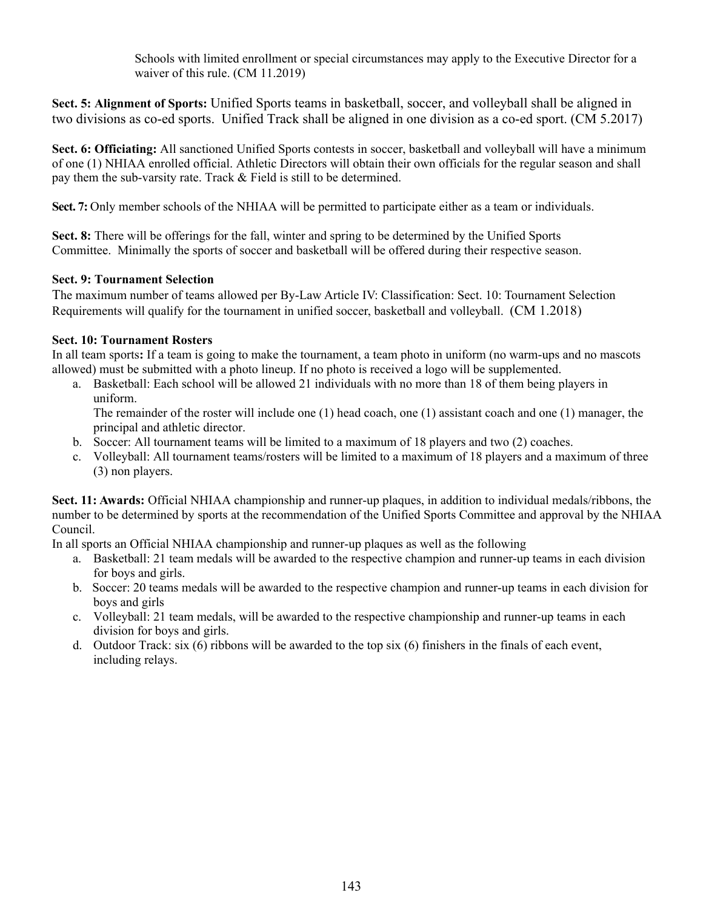Schools with limited enrollment or special circumstances may apply to the Executive Director for a waiver of this rule. (CM 11.2019)

**Sect. 5: Alignment of Sports:** Unified Sports teams in basketball, soccer, and volleyball shall be aligned in two divisions as co-ed sports. Unified Track shall be aligned in one division as a co-ed sport. (CM 5.2017)

**Sect. 6: Officiating:** All sanctioned Unified Sports contests in soccer, basketball and volleyball will have a minimum of one (1) NHIAA enrolled official. Athletic Directors will obtain their own officials for the regular season and shall pay them the sub-varsity rate. Track & Field is still to be determined.

**Sect. 7:** Only member schools of the NHIAA will be permitted to participate either as a team or individuals.

**Sect. 8:** There will be offerings for the fall, winter and spring to be determined by the Unified Sports Committee. Minimally the sports of soccer and basketball will be offered during their respective season.

**Sect. 9: Tournament Selection**

The maximum number of teams allowed per By-Law Article IV: Classification: Sect. 10: Tournament Selection Requirements will qualify for the tournament in unified soccer, basketball and volleyball. (CM 1.2018)

**Sect. 10: Tournament Rosters**

In all team sports**:** If a team is going to make the tournament, a team photo in uniform (no warm-ups and no mascots allowed) must be submitted with a photo lineup. If no photo is received a logo will be supplemented.

a. Basketball: Each school will be allowed 21 individuals with no more than 18 of them being players in uniform.
   The remainder of the roster will include one (1) head coach, one (1) assistant coach and one (1) manager, the principal and athletic director.
b. Soccer: All tournament teams will be limited to a maximum of 18 players and two (2) coaches.
c. Volleyball: All tournament teams/rosters will be limited to a maximum of 18 players and a maximum of three (3) non players.

**Sect. 11: Awards:** Official NHIAA championship and runner-up plaques, in addition to individual medals/ribbons, the number to be determined by sports at the recommendation of the Unified Sports Committee and approval by the NHIAA Council.

In all sports an Official NHIAA championship and runner-up plaques as well as the following

a. Basketball: 21 team medals will be awarded to the respective champion and runner-up teams in each division for boys and girls.
b. Soccer: 20 teams medals will be awarded to the respective champion and runner-up teams in each division for boys and girls
c. Volleyball: 21 team medals, will be awarded to the respective championship and runner-up teams in each division for boys and girls.
d. Outdoor Track: six (6) ribbons will be awarded to the top six (6) finishers in the finals of each event, including relays.